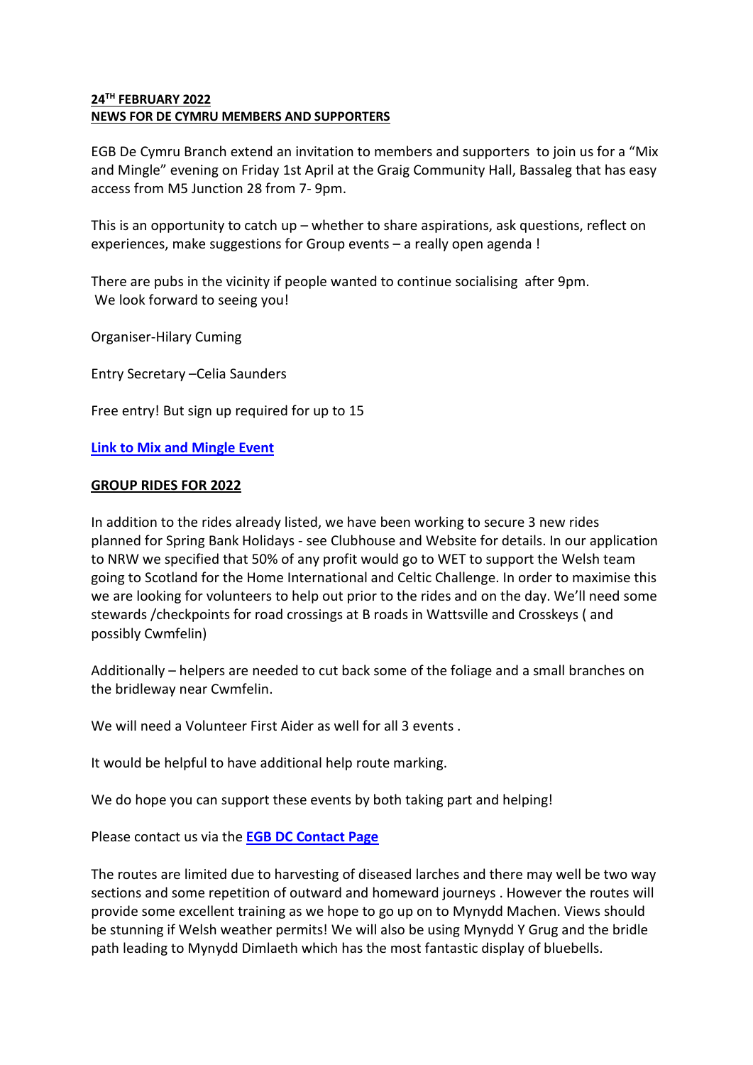**24TH FEBRUARY 2022**
**NEWS FOR DE CYMRU MEMBERS AND SUPPORTERS**

EGB De Cymru Branch extend an invitation to members and supporters to join us for a "Mix and Mingle" evening on Friday 1st April at the Graig Community Hall, Bassaleg that has easy access from M5 Junction 28 from 7- 9pm.

This is an opportunity to catch up – whether to share aspirations, ask questions, reflect on experiences, make suggestions for Group events – a really open agenda !

There are pubs in the vicinity if people wanted to continue socialising after 9pm.
We look forward to seeing you!

Organiser-Hilary Cuming

Entry Secretary –Celia Saunders

Free entry! But sign up required for up to 15

**Link to Mix and Mingle Event**

**GROUP RIDES FOR 2022**

In addition to the rides already listed, we have been working to secure 3 new rides planned for Spring Bank Holidays - see Clubhouse and Website for details. In our application to NRW we specified that 50% of any profit would go to WET to support the Welsh team going to Scotland for the Home International and Celtic Challenge. In order to maximise this we are looking for volunteers to help out prior to the rides and on the day. We'll need some stewards /checkpoints for road crossings at B roads in Wattsville and Crosskeys ( and possibly Cwmfelin)

Additionally – helpers are needed to cut back some of the foliage and a small branches on the bridleway near Cwmfelin.

We will need a Volunteer First Aider as well for all 3 events .

It would be helpful to have additional help route marking.

We do hope you can support these events by both taking part and helping!

Please contact us via the **EGB DC Contact Page**

The routes are limited due to harvesting of diseased larches and there may well be two way sections and some repetition of outward and homeward journeys . However the routes will provide some excellent training as we hope to go up on to Mynydd Machen. Views should be stunning if Welsh weather permits! We will also be using Mynydd Y Grug and the bridle path leading to Mynydd Dimlaeth which has the most fantastic display of bluebells.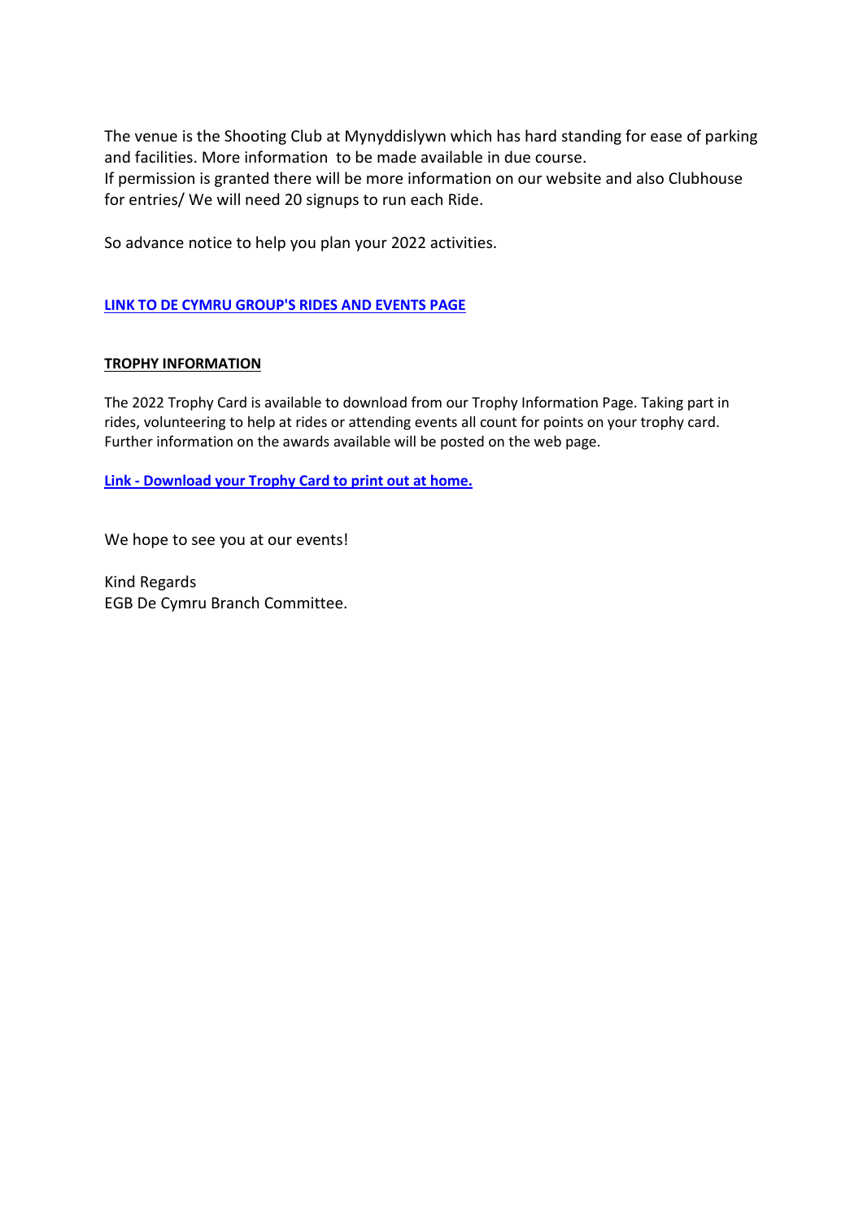The venue is the Shooting Club at Mynyddislywn which has hard standing for ease of parking and facilities. More information to be made available in due course.
If permission is granted there will be more information on our website and also Clubhouse for entries/ We will need 20 signups to run each Ride.

So advance notice to help you plan your 2022 activities.

**LINK TO DE CYMRU GROUP'S RIDES AND EVENTS PAGE**

**TROPHY INFORMATION**

The 2022 Trophy Card is available to download from our Trophy Information Page. Taking part in rides, volunteering to help at rides or attending events all count for points on your trophy card. Further information on the awards available will be posted on the web page.

**Link - Download your Trophy Card to print out at home.**

We hope to see you at our events!

Kind Regards
EGB De Cymru Branch Committee.